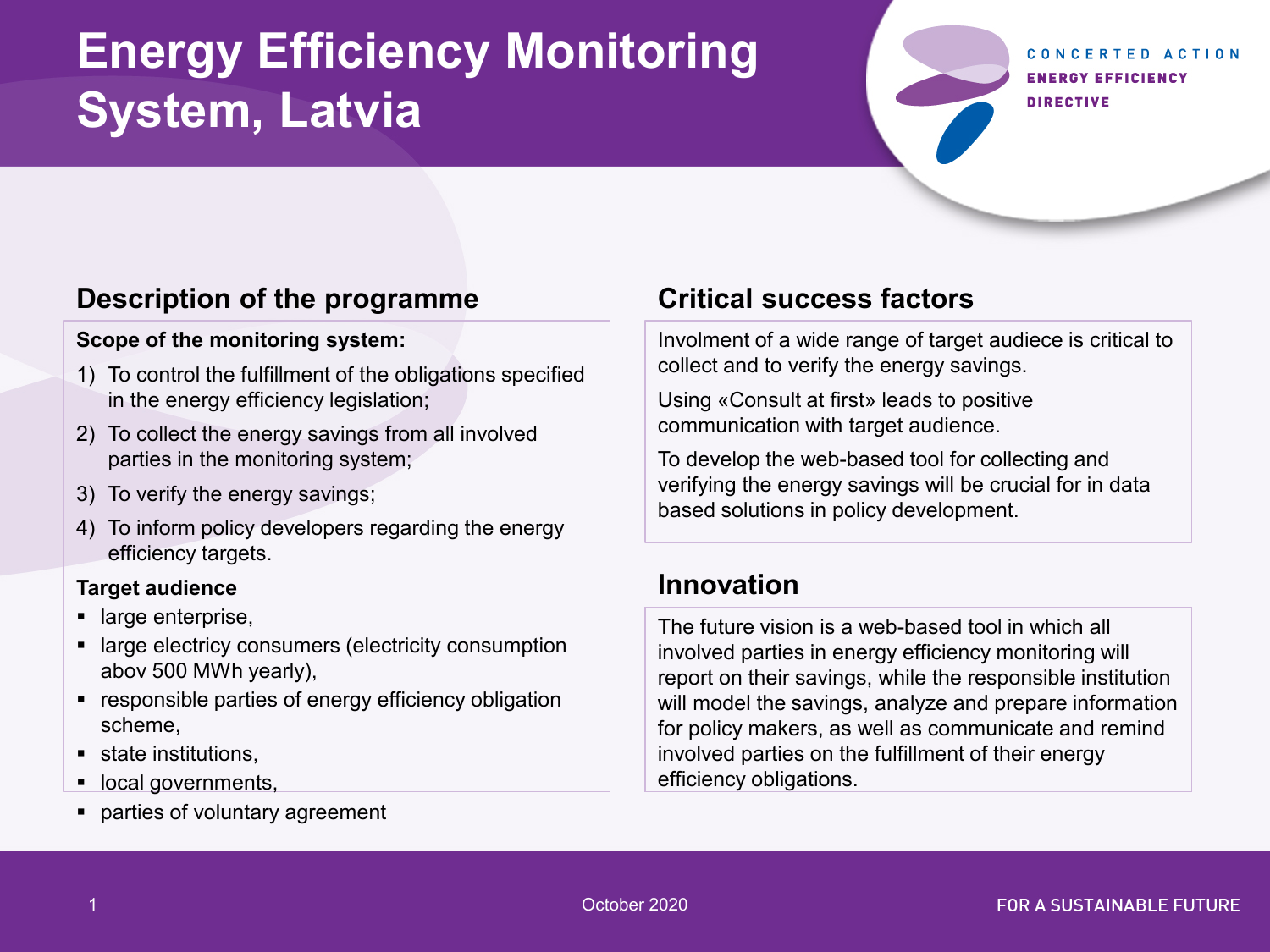# Energy Efficiency Monitoring System, Latvia

CONCERTED ACTION
ENERGY EFFICIENCY
DIRECTIVE

## Description of the programme

**Scope of the monitoring system:**

1) To control the fulfillment of the obligations specified in the energy efficiency legislation;
2) To collect the energy savings from all involved parties in the monitoring system;
3) To verify the energy savings;
4) To inform policy developers regarding the energy efficiency targets.

**Target audience**

- large enterprise,
- large electricy consumers (electricity consumption abov 500 MWh yearly),
- responsible parties of energy efficiency obligation scheme,
- state institutions,
- local governments,
- parties of voluntary agreement

## Critical success factors

Involment of a wide range of target audiece is critical to collect and to verify the energy savings.

Using «Consult at first» leads to positive communication with target audience.

To develop the web-based tool for collecting and verifying the energy savings will be crucial for in data based solutions in policy development.

## Innovation

The future vision is a web-based tool in which all involved parties in energy efficiency monitoring will report on their savings, while the responsible institution will model the savings, analyze and prepare information for policy makers, as well as communicate and remind involved parties on the fulfillment of their energy efficiency obligations.

October 2020

FOR A SUSTAINABLE FUTURE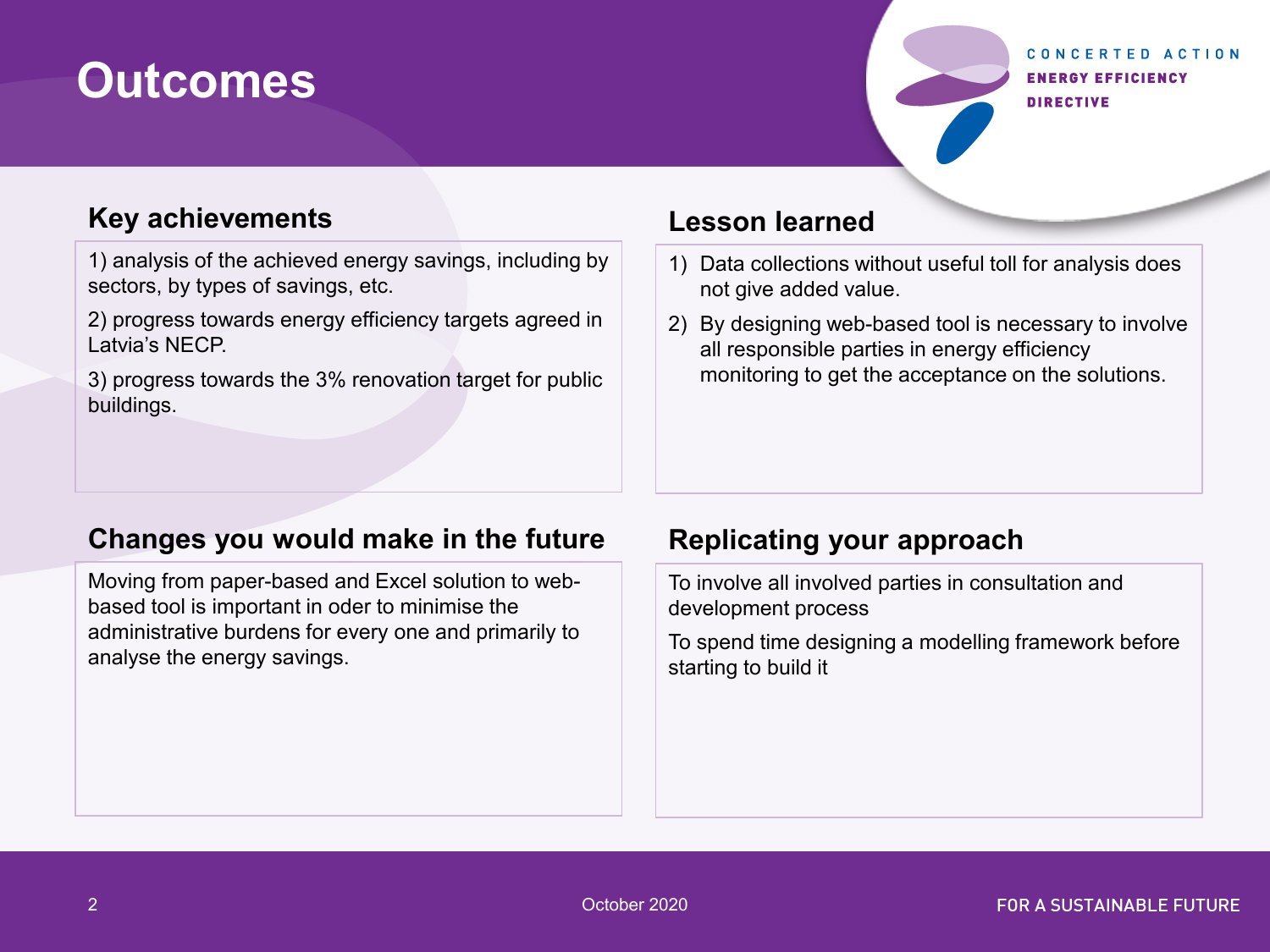# Outcomes

## Key achievements

1) analysis of the achieved energy savings, including by sectors, by types of savings, etc.

2) progress towards energy efficiency targets agreed in Latvia's NECP.

3) progress towards the 3% renovation target for public buildings.

## Lesson learned

1) Data collections without useful toll for analysis does not give added value.
2) By designing web-based tool is necessary to involve all responsible parties in energy efficiency monitoring to get the acceptance on the solutions.

## Changes you would make in the future

Moving from paper-based and Excel solution to web-based tool is important in oder to minimise the administrative burdens for every one and primarily to analyse the energy savings.

## Replicating your approach

To involve all involved parties in consultation and development process

To spend time designing a modelling framework before starting to build it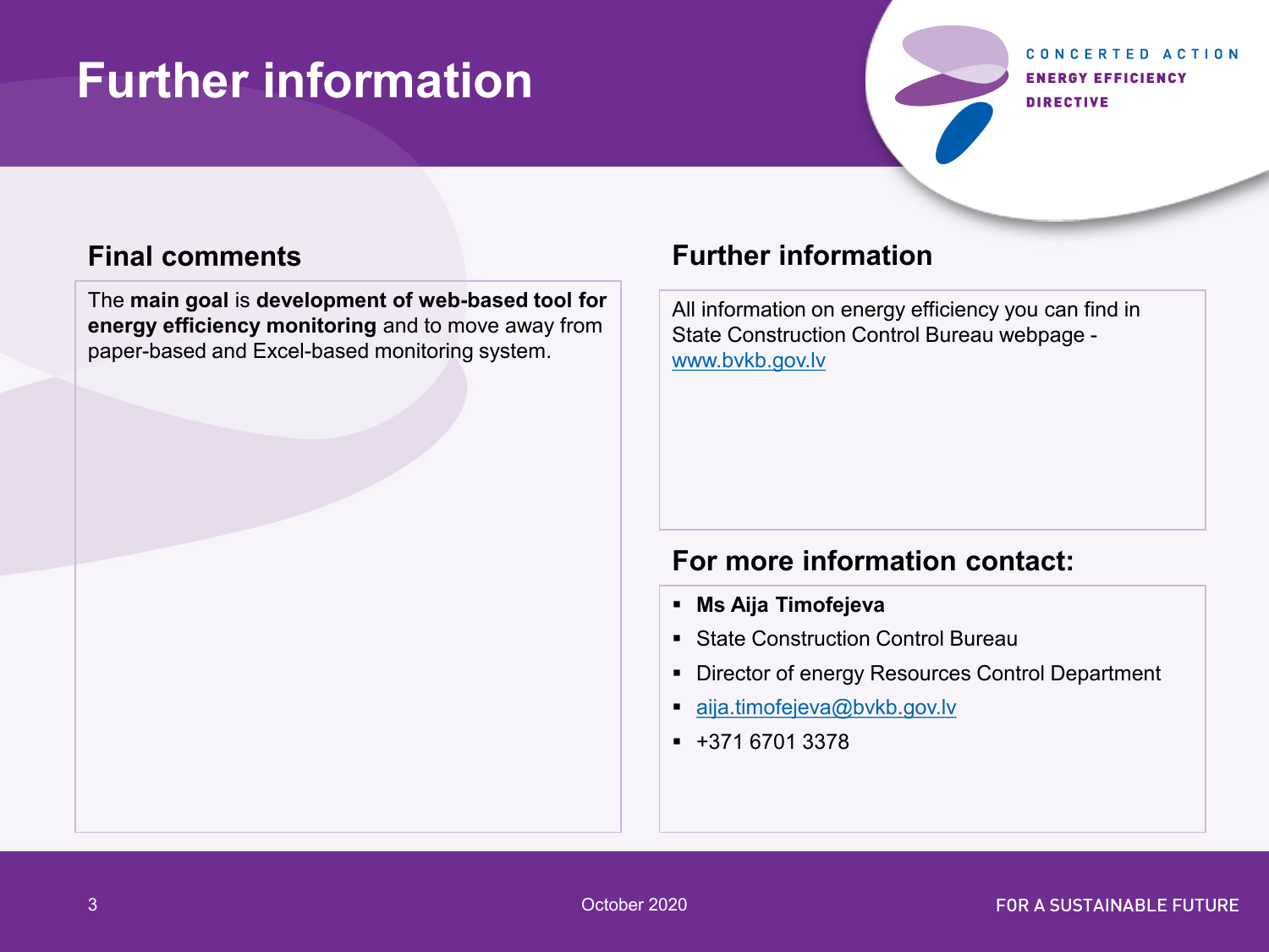# Further information

## Final comments

The **main goal** is **development of web-based tool for energy efficiency monitoring** and to move away from paper-based and Excel-based monitoring system.

## Further information

All information on energy efficiency you can find in State Construction Control Bureau webpage - www.bvkb.gov.lv

## For more information contact:

- **Ms Aija Timofejeva**
- State Construction Control Bureau
- Director of energy Resources Control Department
- aija.timofejeva@bvkb.gov.lv
- +371 6701 3378